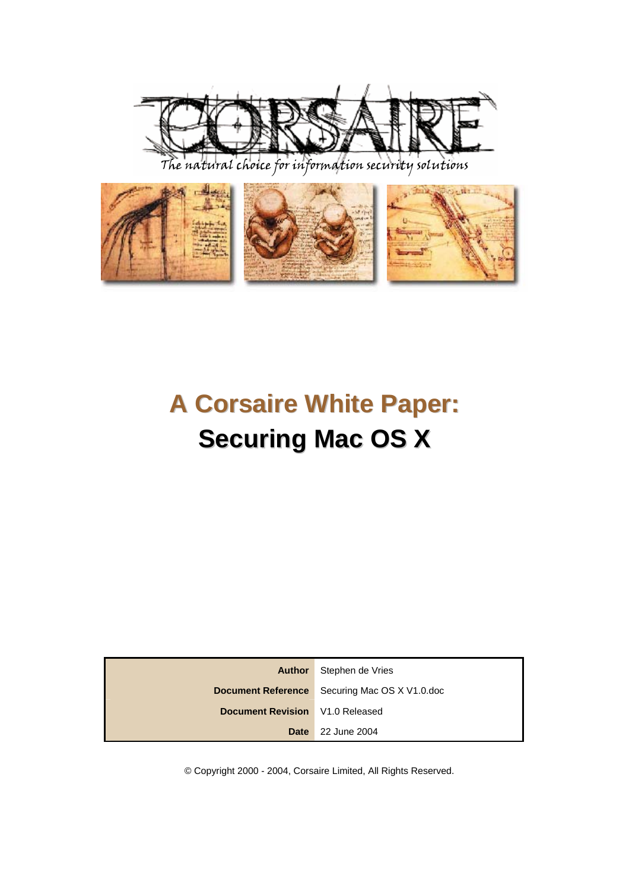CORSAIRE

*The natural choice for information security solutions*

# A Corsaire White Paper:
# Securing Mac OS X

| | |
|---|---|
| **Author** | Stephen de Vries |
| **Document Reference** | Securing Mac OS X V1.0.doc |
| **Document Revision** | V1.0 Released |
| **Date** | 22 June 2004 |

© Copyright 2000 - 2004, Corsaire Limited, All Rights Reserved.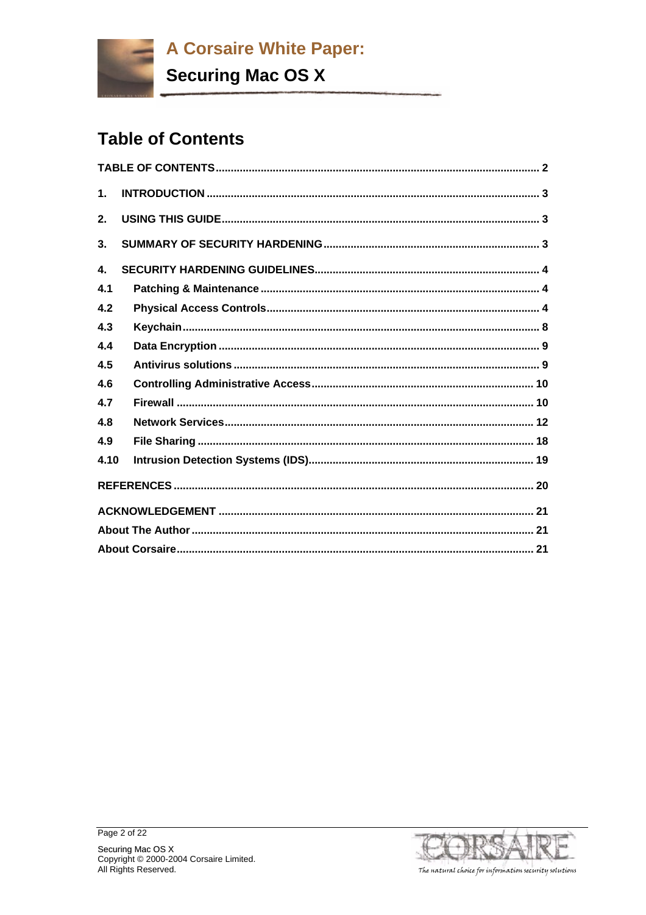# Table of Contents

TABLE OF CONTENTS .......... 2

1. INTRODUCTION .......... 3

2. USING THIS GUIDE .......... 3

3. SUMMARY OF SECURITY HARDENING .......... 3

4. SECURITY HARDENING GUIDELINES .......... 4

4.1 Patching & Maintenance .......... 4

4.2 Physical Access Controls .......... 4

4.3 Keychain .......... 8

4.4 Data Encryption .......... 9

4.5 Antivirus solutions .......... 9

4.6 Controlling Administrative Access .......... 10

4.7 Firewall .......... 10

4.8 Network Services .......... 12

4.9 File Sharing .......... 18

4.10 Intrusion Detection Systems (IDS) .......... 19

REFERENCES .......... 20

ACKNOWLEDGEMENT .......... 21

About The Author .......... 21

About Corsaire .......... 21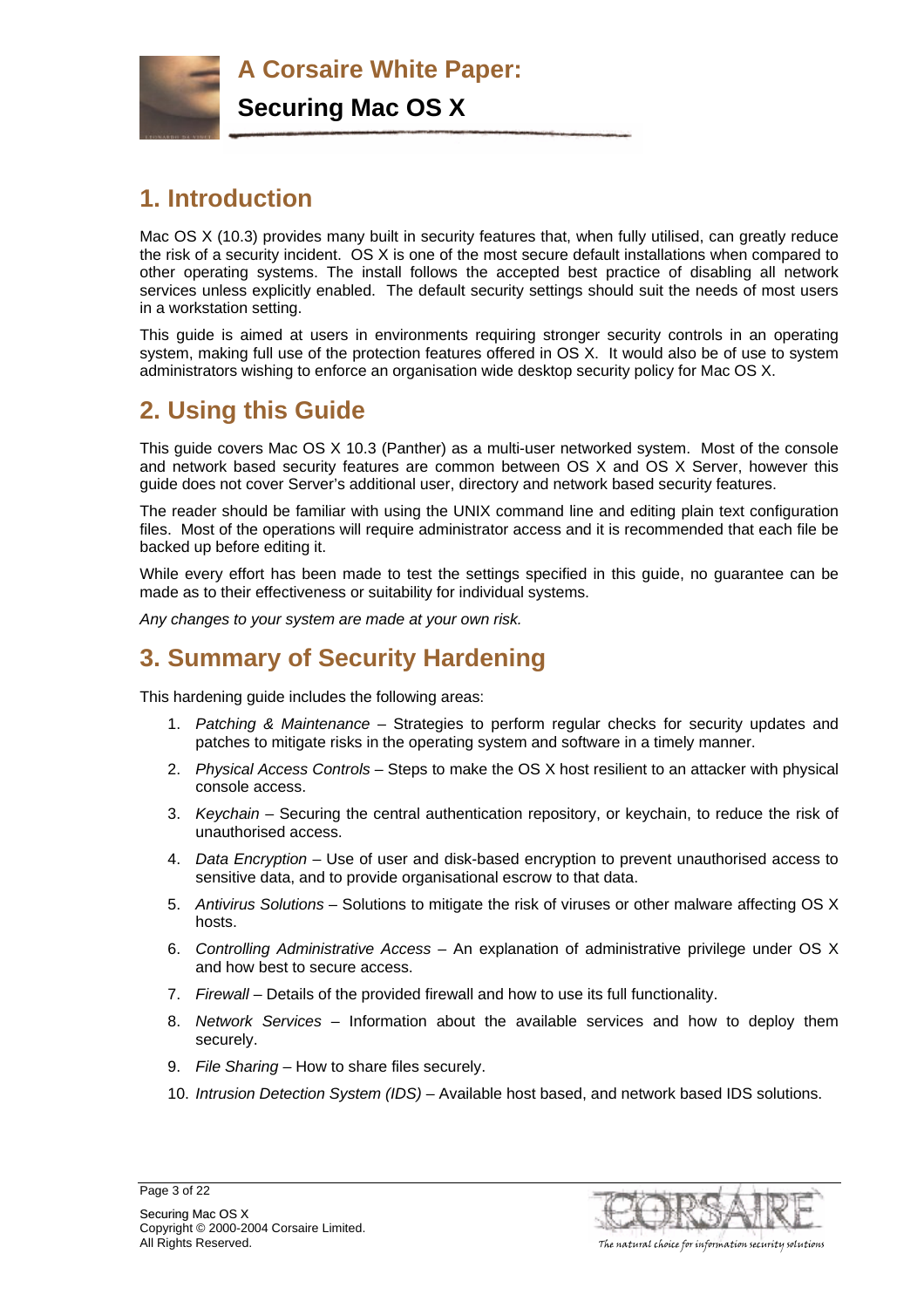## 1. Introduction

Mac OS X (10.3) provides many built in security features that, when fully utilised, can greatly reduce the risk of a security incident. OS X is one of the most secure default installations when compared to other operating systems. The install follows the accepted best practice of disabling all network services unless explicitly enabled. The default security settings should suit the needs of most users in a workstation setting.

This guide is aimed at users in environments requiring stronger security controls in an operating system, making full use of the protection features offered in OS X. It would also be of use to system administrators wishing to enforce an organisation wide desktop security policy for Mac OS X.

## 2. Using this Guide

This guide covers Mac OS X 10.3 (Panther) as a multi-user networked system. Most of the console and network based security features are common between OS X and OS X Server, however this guide does not cover Server's additional user, directory and network based security features.

The reader should be familiar with using the UNIX command line and editing plain text configuration files. Most of the operations will require administrator access and it is recommended that each file be backed up before editing it.

While every effort has been made to test the settings specified in this guide, no guarantee can be made as to their effectiveness or suitability for individual systems.

*Any changes to your system are made at your own risk.*

## 3. Summary of Security Hardening

This hardening guide includes the following areas:

1. *Patching & Maintenance* – Strategies to perform regular checks for security updates and patches to mitigate risks in the operating system and software in a timely manner.
2. *Physical Access Controls* – Steps to make the OS X host resilient to an attacker with physical console access.
3. *Keychain* – Securing the central authentication repository, or keychain, to reduce the risk of unauthorised access.
4. *Data Encryption* – Use of user and disk-based encryption to prevent unauthorised access to sensitive data, and to provide organisational escrow to that data.
5. *Antivirus Solutions* – Solutions to mitigate the risk of viruses or other malware affecting OS X hosts.
6. *Controlling Administrative Access* – An explanation of administrative privilege under OS X and how best to secure access.
7. *Firewall* – Details of the provided firewall and how to use its full functionality.
8. *Network Services* – Information about the available services and how to deploy them securely.
9. *File Sharing* – How to share files securely.
10. *Intrusion Detection System (IDS)* – Available host based, and network based IDS solutions.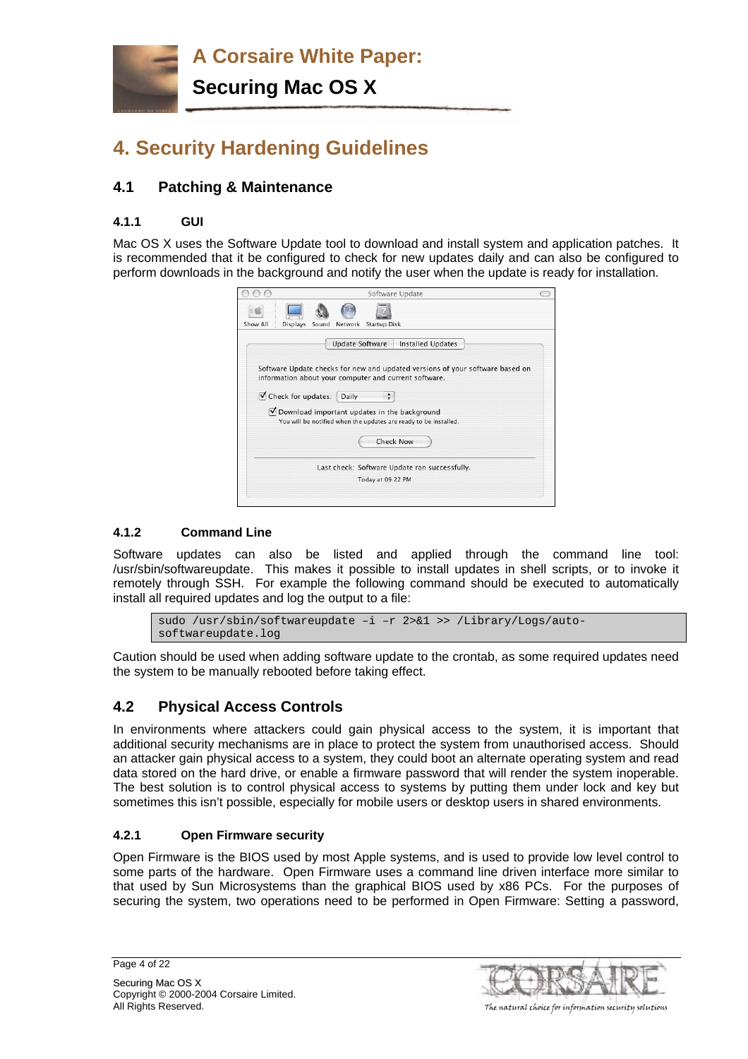# 4. Security Hardening Guidelines

## 4.1 Patching & Maintenance

### 4.1.1 GUI

Mac OS X uses the Software Update tool to download and install system and application patches. It is recommended that it be configured to check for new updates daily and can also be configured to perform downloads in the background and notify the user when the update is ready for installation.

### 4.1.2 Command Line

Software updates can also be listed and applied through the command line tool: /usr/sbin/softwareupdate. This makes it possible to install updates in shell scripts, or to invoke it remotely through SSH. For example the following command should be executed to automatically install all required updates and log the output to a file:

```
sudo /usr/sbin/softwareupdate –i –r 2>&1 >> /Library/Logs/auto-softwareupdate.log
```

Caution should be used when adding software update to the crontab, as some required updates need the system to be manually rebooted before taking effect.

## 4.2 Physical Access Controls

In environments where attackers could gain physical access to the system, it is important that additional security mechanisms are in place to protect the system from unauthorised access. Should an attacker gain physical access to a system, they could boot an alternate operating system and read data stored on the hard drive, or enable a firmware password that will render the system inoperable. The best solution is to control physical access to systems by putting them under lock and key but sometimes this isn't possible, especially for mobile users or desktop users in shared environments.

### 4.2.1 Open Firmware security

Open Firmware is the BIOS used by most Apple systems, and is used to provide low level control to some parts of the hardware. Open Firmware uses a command line driven interface more similar to that used by Sun Microsystems than the graphical BIOS used by x86 PCs. For the purposes of securing the system, two operations need to be performed in Open Firmware: Setting a password,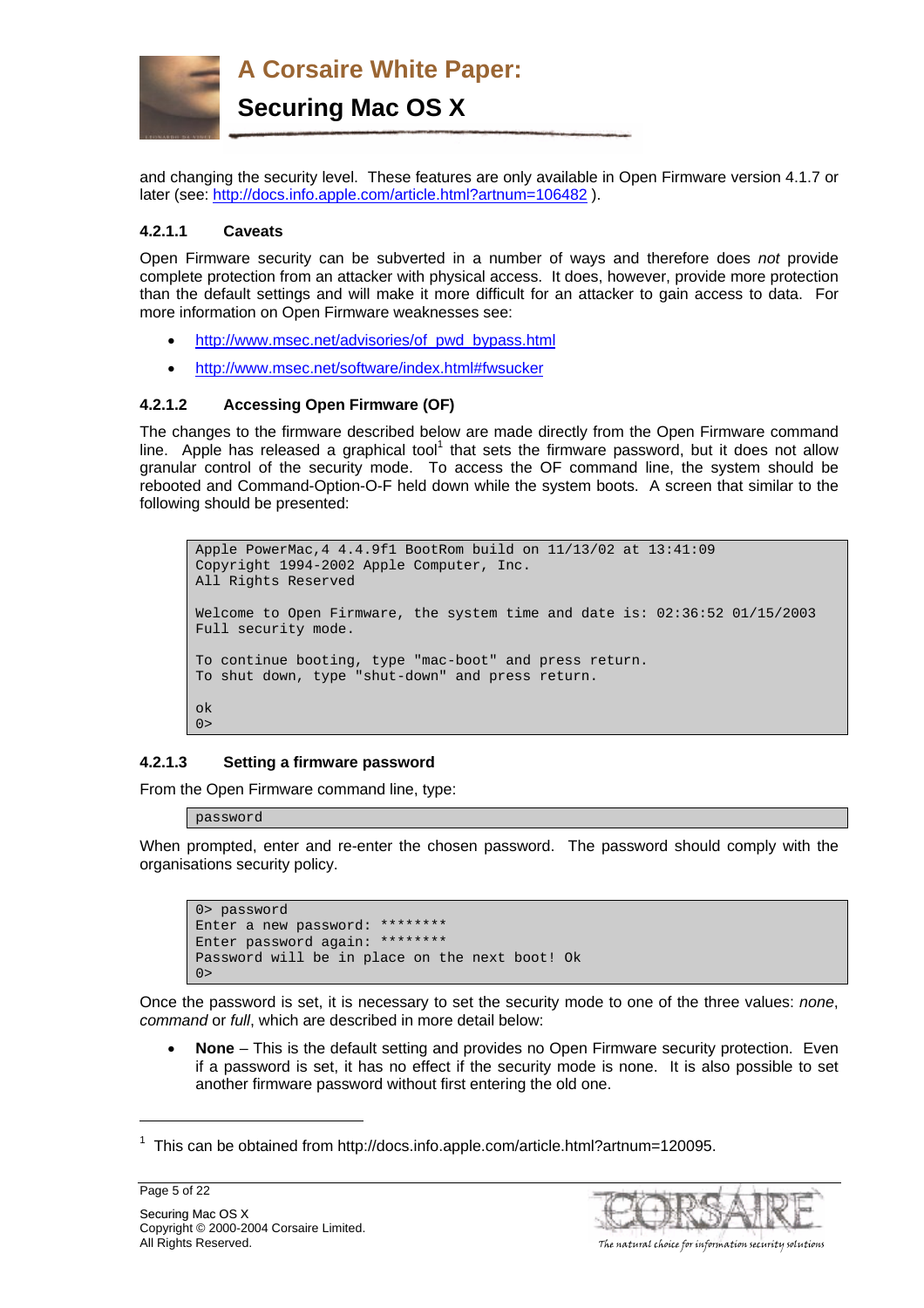and changing the security level. These features are only available in Open Firmware version 4.1.7 or later (see: http://docs.info.apple.com/article.html?artnum=106482 ).

#### 4.2.1.1 Caveats

Open Firmware security can be subverted in a number of ways and therefore does *not* provide complete protection from an attacker with physical access. It does, however, provide more protection than the default settings and will make it more difficult for an attacker to gain access to data. For more information on Open Firmware weaknesses see:

- http://www.msec.net/advisories/of_pwd_bypass.html
- http://www.msec.net/software/index.html#fwsucker

#### 4.2.1.2 Accessing Open Firmware (OF)

The changes to the firmware described below are made directly from the Open Firmware command line. Apple has released a graphical tool[1] that sets the firmware password, but it does not allow granular control of the security mode. To access the OF command line, the system should be rebooted and Command-Option-O-F held down while the system boots. A screen that similar to the following should be presented:

```
Apple PowerMac,4 4.4.9f1 BootRom build on 11/13/02 at 13:41:09
Copyright 1994-2002 Apple Computer, Inc.
All Rights Reserved

Welcome to Open Firmware, the system time and date is: 02:36:52 01/15/2003
Full security mode.

To continue booting, type "mac-boot" and press return.
To shut down, type "shut-down" and press return.

ok
0>
```

#### 4.2.1.3 Setting a firmware password

From the Open Firmware command line, type:

```
password
```

When prompted, enter and re-enter the chosen password. The password should comply with the organisations security policy.

```
0> password
Enter a new password: ********
Enter password again: ********
Password will be in place on the next boot! Ok
0>
```

Once the password is set, it is necessary to set the security mode to one of the three values: *none*, *command* or *full*, which are described in more detail below:

- **None** – This is the default setting and provides no Open Firmware security protection. Even if a password is set, it has no effect if the security mode is none. It is also possible to set another firmware password without first entering the old one.

---

[1] This can be obtained from http://docs.info.apple.com/article.html?artnum=120095.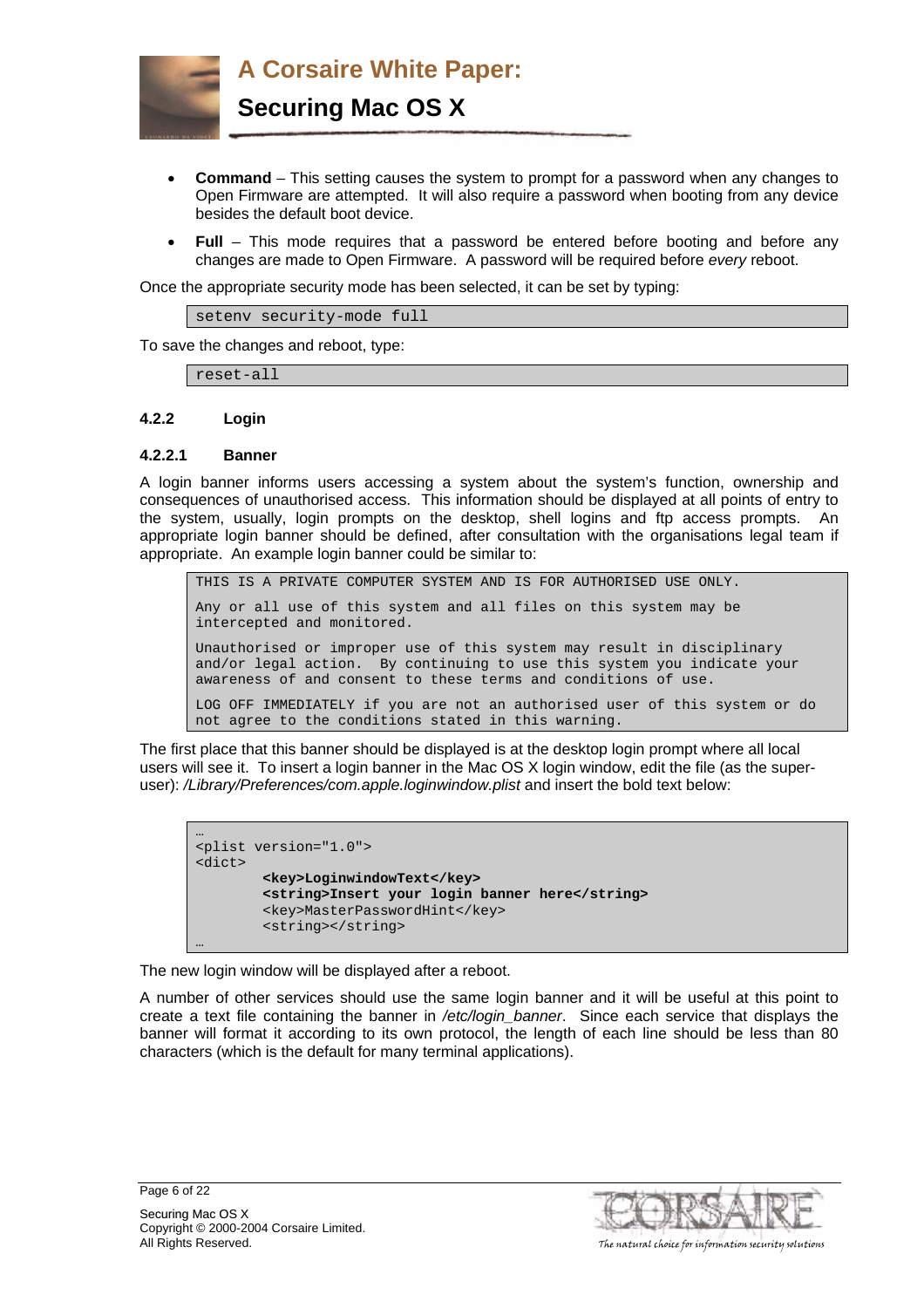- **Command** – This setting causes the system to prompt for a password when any changes to Open Firmware are attempted. It will also require a password when booting from any device besides the default boot device.
- **Full** – This mode requires that a password be entered before booting and before any changes are made to Open Firmware. A password will be required before *every* reboot.

Once the appropriate security mode has been selected, it can be set by typing:

```
setenv security-mode full
```

To save the changes and reboot, type:

```
reset-all
```

### 4.2.2 Login

#### 4.2.2.1 Banner

A login banner informs users accessing a system about the system's function, ownership and consequences of unauthorised access. This information should be displayed at all points of entry to the system, usually, login prompts on the desktop, shell logins and ftp access prompts. An appropriate login banner should be defined, after consultation with the organisations legal team if appropriate. An example login banner could be similar to:

```
THIS IS A PRIVATE COMPUTER SYSTEM AND IS FOR AUTHORISED USE ONLY.

Any or all use of this system and all files on this system may be
intercepted and monitored.

Unauthorised or improper use of this system may result in disciplinary
and/or legal action.  By continuing to use this system you indicate your
awareness of and consent to these terms and conditions of use.

LOG OFF IMMEDIATELY if you are not an authorised user of this system or do
not agree to the conditions stated in this warning.
```

The first place that this banner should be displayed is at the desktop login prompt where all local users will see it. To insert a login banner in the Mac OS X login window, edit the file (as the super-user): */Library/Preferences/com.apple.loginwindow.plist* and insert the bold text below:

```
…
<plist version="1.0">
<dict>
        <key>LoginwindowText</key>
        <string>Insert your login banner here</string>
        <key>MasterPasswordHint</key>
        <string></string>
…
```

The new login window will be displayed after a reboot.

A number of other services should use the same login banner and it will be useful at this point to create a text file containing the banner in */etc/login_banner*. Since each service that displays the banner will format it according to its own protocol, the length of each line should be less than 80 characters (which is the default for many terminal applications).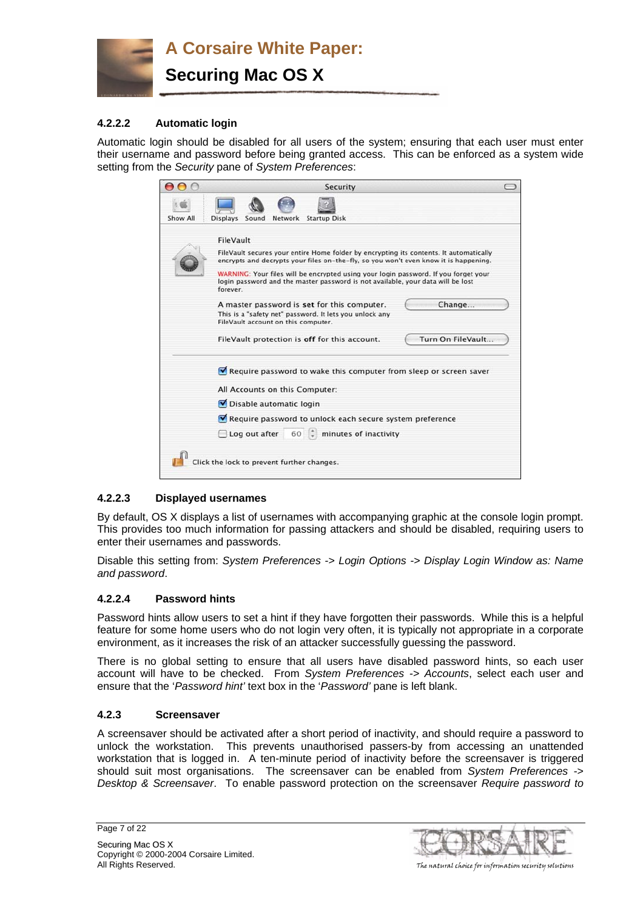#### 4.2.2.2 Automatic login

Automatic login should be disabled for all users of the system; ensuring that each user must enter their username and password before being granted access. This can be enforced as a system wide setting from the *Security* pane of *System Preferences*:

#### 4.2.2.3 Displayed usernames

By default, OS X displays a list of usernames with accompanying graphic at the console login prompt. This provides too much information for passing attackers and should be disabled, requiring users to enter their usernames and passwords.

Disable this setting from: *System Preferences -> Login Options -> Display Login Window as: Name and password*.

#### 4.2.2.4 Password hints

Password hints allow users to set a hint if they have forgotten their passwords. While this is a helpful feature for some home users who do not login very often, it is typically not appropriate in a corporate environment, as it increases the risk of an attacker successfully guessing the password.

There is no global setting to ensure that all users have disabled password hints, so each user account will have to be checked. From *System Preferences -> Accounts*, select each user and ensure that the '*Password hint'* text box in the '*Password'* pane is left blank.

### 4.2.3 Screensaver

A screensaver should be activated after a short period of inactivity, and should require a password to unlock the workstation. This prevents unauthorised passers-by from accessing an unattended workstation that is logged in. A ten-minute period of inactivity before the screensaver is triggered should suit most organisations. The screensaver can be enabled from *System Preferences -> Desktop & Screensaver*. To enable password protection on the screensaver *Require password to*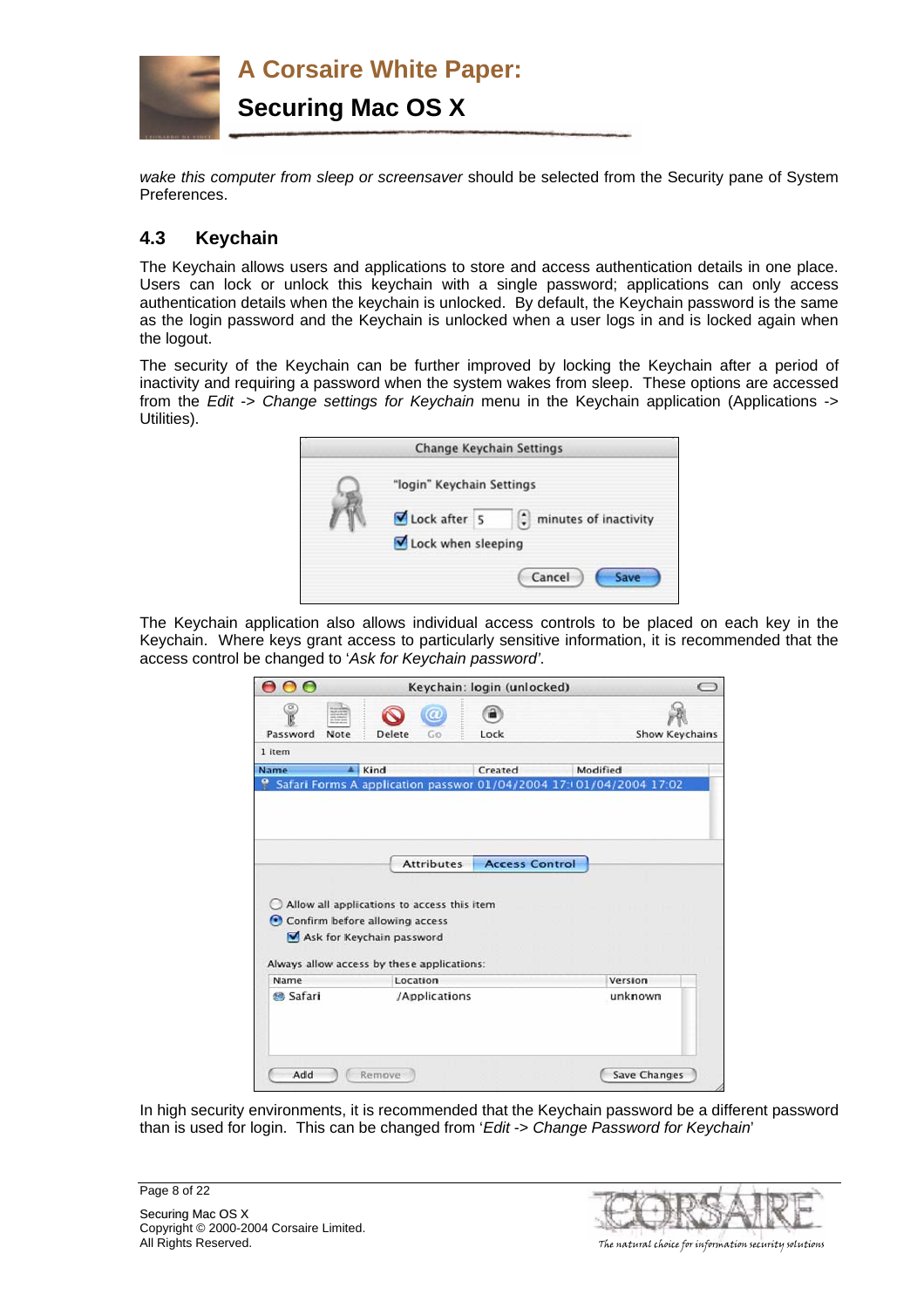*wake this computer from sleep or screensaver* should be selected from the Security pane of System Preferences.

## 4.3 Keychain

The Keychain allows users and applications to store and access authentication details in one place. Users can lock or unlock this keychain with a single password; applications can only access authentication details when the keychain is unlocked. By default, the Keychain password is the same as the login password and the Keychain is unlocked when a user logs in and is locked again when the logout.

The security of the Keychain can be further improved by locking the Keychain after a period of inactivity and requiring a password when the system wakes from sleep. These options are accessed from the *Edit -> Change settings for Keychain* menu in the Keychain application (Applications -> Utilities).

The Keychain application also allows individual access controls to be placed on each key in the Keychain. Where keys grant access to particularly sensitive information, it is recommended that the access control be changed to '*Ask for Keychain password*'.

In high security environments, it is recommended that the Keychain password be a different password than is used for login. This can be changed from '*Edit -> Change Password for Keychain*'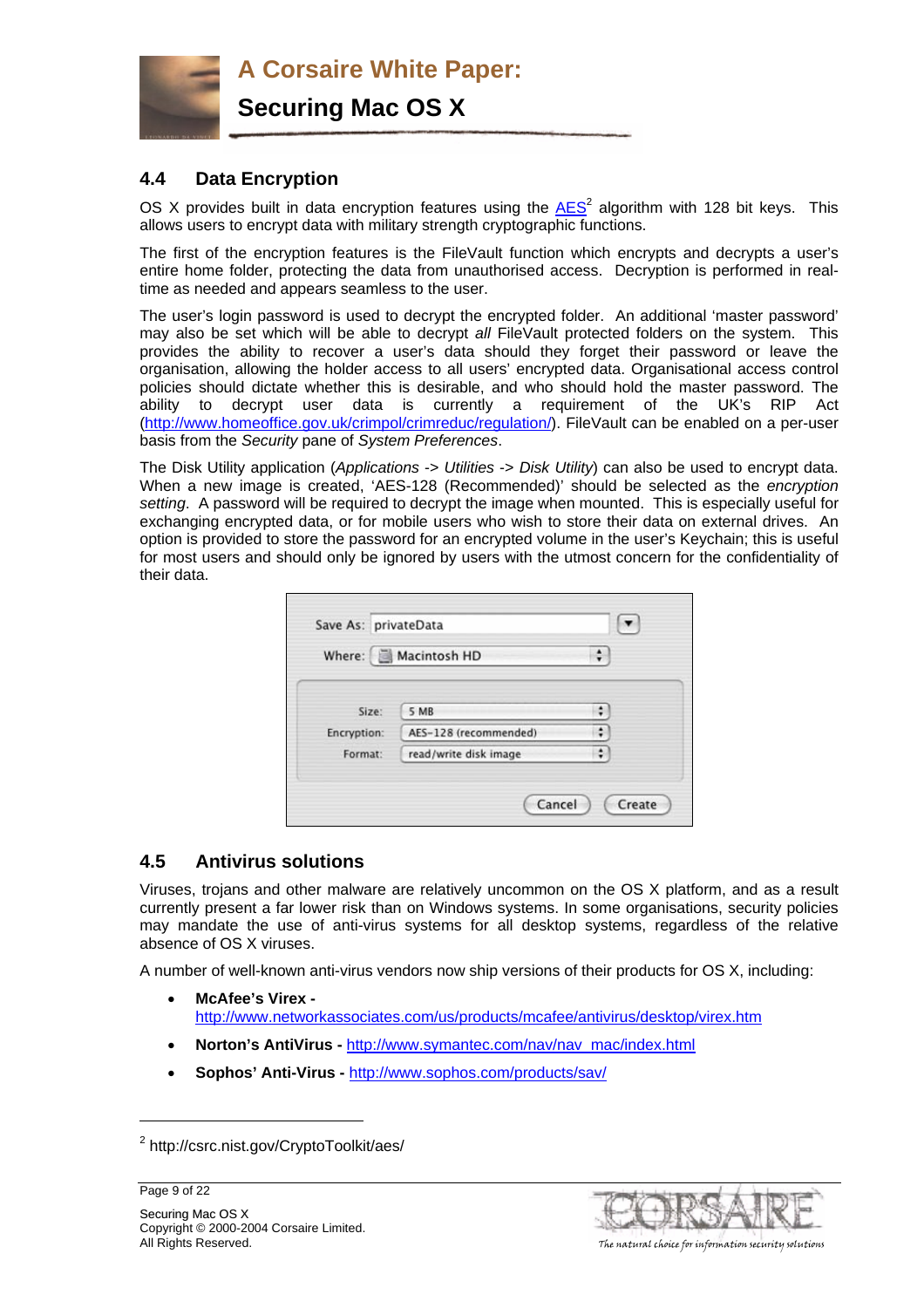## 4.4 Data Encryption

OS X provides built in data encryption features using the AES[2] algorithm with 128 bit keys. This allows users to encrypt data with military strength cryptographic functions.

The first of the encryption features is the FileVault function which encrypts and decrypts a user's entire home folder, protecting the data from unauthorised access. Decryption is performed in real-time as needed and appears seamless to the user.

The user's login password is used to decrypt the encrypted folder. An additional 'master password' may also be set which will be able to decrypt *all* FileVault protected folders on the system. This provides the ability to recover a user's data should they forget their password or leave the organisation, allowing the holder access to all users' encrypted data. Organisational access control policies should dictate whether this is desirable, and who should hold the master password. The ability to decrypt user data is currently a requirement of the UK's RIP Act (http://www.homeoffice.gov.uk/crimpol/crimreduc/regulation/). FileVault can be enabled on a per-user basis from the *Security* pane of *System Preferences*.

The Disk Utility application (*Applications -> Utilities -> Disk Utility*) can also be used to encrypt data. When a new image is created, 'AES-128 (Recommended)' should be selected as the *encryption setting*. A password will be required to decrypt the image when mounted. This is especially useful for exchanging encrypted data, or for mobile users who wish to store their data on external drives. An option is provided to store the password for an encrypted volume in the user's Keychain; this is useful for most users and should only be ignored by users with the utmost concern for the confidentiality of their data.

Save As: privateData
Where: Macintosh HD
Size: 5 MB
Encryption: AES-128 (recommended)
Format: read/write disk image
Cancel
Create

## 4.5 Antivirus solutions

Viruses, trojans and other malware are relatively uncommon on the OS X platform, and as a result currently present a far lower risk than on Windows systems. In some organisations, security policies may mandate the use of anti-virus systems for all desktop systems, regardless of the relative absence of OS X viruses.

A number of well-known anti-virus vendors now ship versions of their products for OS X, including:

- **McAfee's Virex -** http://www.networkassociates.com/us/products/mcafee/antivirus/desktop/virex.htm
- **Norton's AntiVirus -** http://www.symantec.com/nav/nav_mac/index.html
- **Sophos' Anti-Virus -** http://www.sophos.com/products/sav/

[2] http://csrc.nist.gov/CryptoToolkit/aes/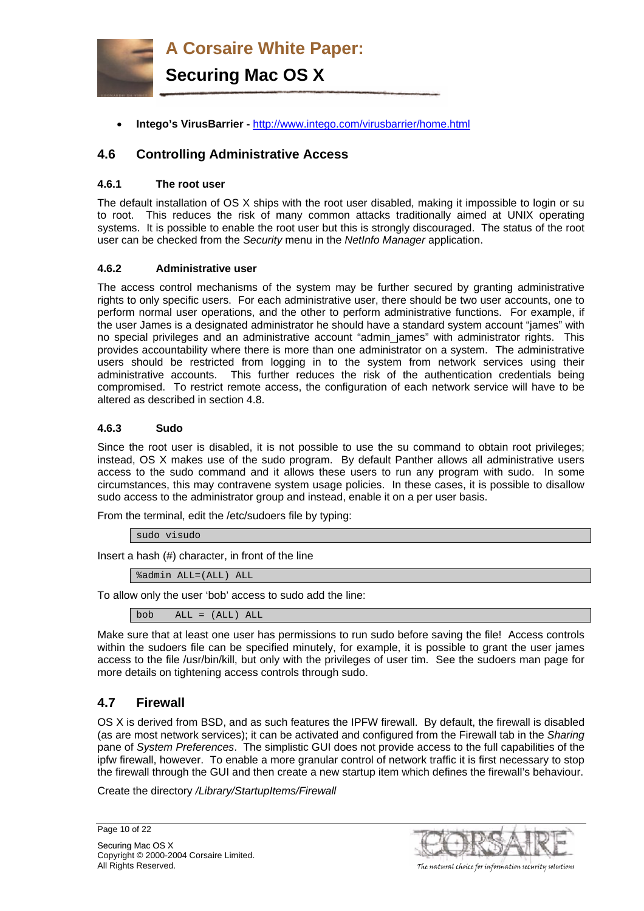- **Intego's VirusBarrier -** http://www.intego.com/virusbarrier/home.html

## 4.6 Controlling Administrative Access

### 4.6.1 The root user

The default installation of OS X ships with the root user disabled, making it impossible to login or su to root. This reduces the risk of many common attacks traditionally aimed at UNIX operating systems. It is possible to enable the root user but this is strongly discouraged. The status of the root user can be checked from the *Security* menu in the *NetInfo Manager* application.

### 4.6.2 Administrative user

The access control mechanisms of the system may be further secured by granting administrative rights to only specific users. For each administrative user, there should be two user accounts, one to perform normal user operations, and the other to perform administrative functions. For example, if the user James is a designated administrator he should have a standard system account "james" with no special privileges and an administrative account "admin_james" with administrator rights. This provides accountability where there is more than one administrator on a system. The administrative users should be restricted from logging in to the system from network services using their administrative accounts. This further reduces the risk of the authentication credentials being compromised. To restrict remote access, the configuration of each network service will have to be altered as described in section 4.8.

### 4.6.3 Sudo

Since the root user is disabled, it is not possible to use the su command to obtain root privileges; instead, OS X makes use of the sudo program. By default Panther allows all administrative users access to the sudo command and it allows these users to run any program with sudo. In some circumstances, this may contravene system usage policies. In these cases, it is possible to disallow sudo access to the administrator group and instead, enable it on a per user basis.

From the terminal, edit the /etc/sudoers file by typing:

```
sudo visudo
```

Insert a hash (#) character, in front of the line

```
%admin ALL=(ALL) ALL
```

To allow only the user 'bob' access to sudo add the line:

```
bob    ALL = (ALL) ALL
```

Make sure that at least one user has permissions to run sudo before saving the file! Access controls within the sudoers file can be specified minutely, for example, it is possible to grant the user james access to the file /usr/bin/kill, but only with the privileges of user tim. See the sudoers man page for more details on tightening access controls through sudo.

## 4.7 Firewall

OS X is derived from BSD, and as such features the IPFW firewall. By default, the firewall is disabled (as are most network services); it can be activated and configured from the Firewall tab in the *Sharing* pane of *System Preferences*. The simplistic GUI does not provide access to the full capabilities of the ipfw firewall, however. To enable a more granular control of network traffic it is first necessary to stop the firewall through the GUI and then create a new startup item which defines the firewall's behaviour.

Create the directory */Library/StartupItems/Firewall*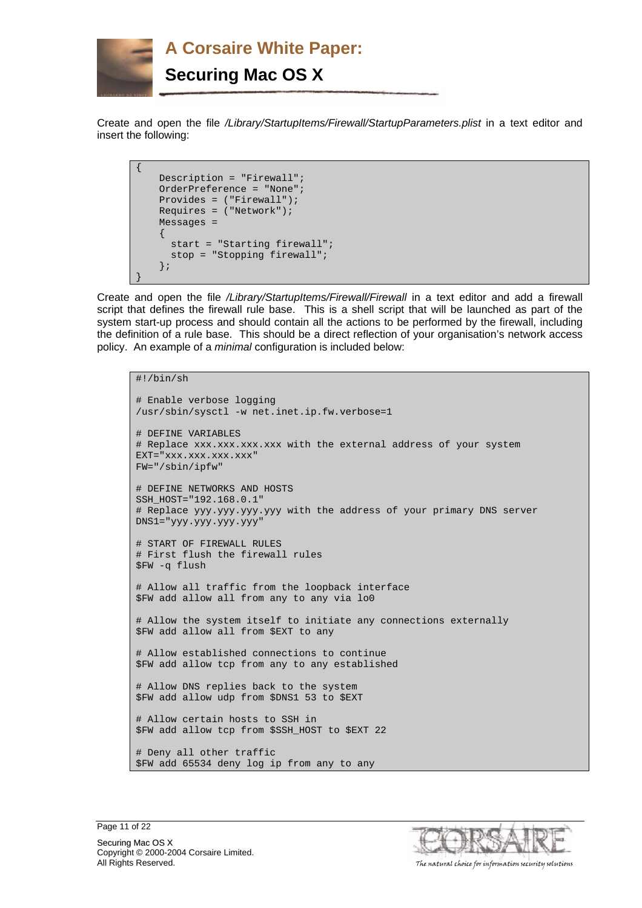Create and open the file */Library/StartupItems/Firewall/StartupParameters.plist* in a text editor and insert the following:

```
{
    Description = "Firewall";
    OrderPreference = "None";
    Provides = ("Firewall");
    Requires = ("Network");
    Messages =
    {
      start = "Starting firewall";
      stop = "Stopping firewall";
    };
}
```

Create and open the file */Library/StartupItems/Firewall/Firewall* in a text editor and add a firewall script that defines the firewall rule base. This is a shell script that will be launched as part of the system start-up process and should contain all the actions to be performed by the firewall, including the definition of a rule base. This should be a direct reflection of your organisation's network access policy. An example of a *minimal* configuration is included below:

```
#!/bin/sh

# Enable verbose logging
/usr/sbin/sysctl -w net.inet.ip.fw.verbose=1

# DEFINE VARIABLES
# Replace xxx.xxx.xxx.xxx with the external address of your system
EXT="xxx.xxx.xxx.xxx"
FW="/sbin/ipfw"

# DEFINE NETWORKS AND HOSTS
SSH_HOST="192.168.0.1"
# Replace yyy.yyy.yyy.yyy with the address of your primary DNS server
DNS1="yyy.yyy.yyy.yyy"

# START OF FIREWALL RULES
# First flush the firewall rules
$FW -q flush

# Allow all traffic from the loopback interface
$FW add allow all from any to any via lo0

# Allow the system itself to initiate any connections externally
$FW add allow all from $EXT to any

# Allow established connections to continue
$FW add allow tcp from any to any established

# Allow DNS replies back to the system
$FW add allow udp from $DNS1 53 to $EXT

# Allow certain hosts to SSH in
$FW add allow tcp from $SSH_HOST to $EXT 22

# Deny all other traffic
$FW add 65534 deny log ip from any to any
```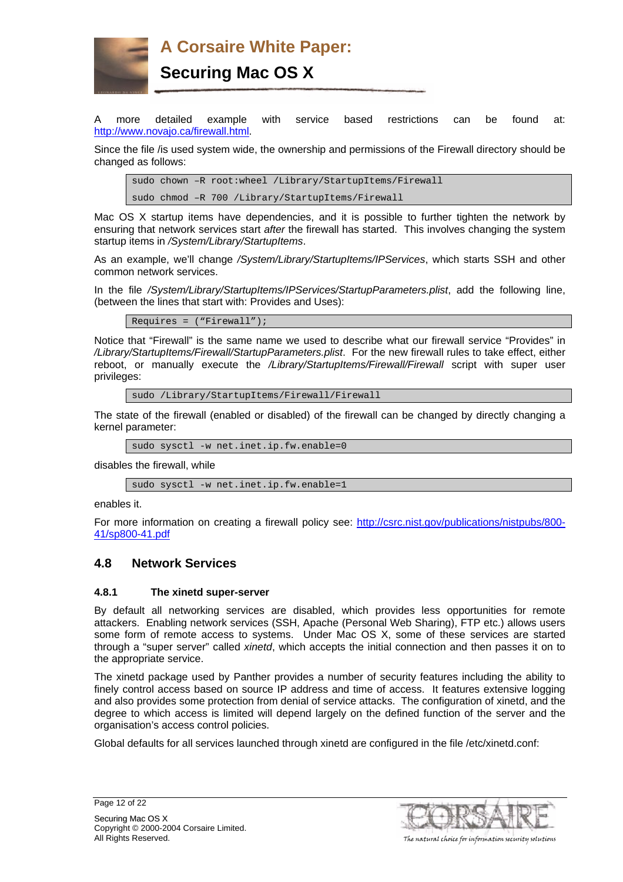A more detailed example with service based restrictions can be found at: http://www.novajo.ca/firewall.html.

Since the file /is used system wide, the ownership and permissions of the Firewall directory should be changed as follows:

```
sudo chown –R root:wheel /Library/StartupItems/Firewall
sudo chmod –R 700 /Library/StartupItems/Firewall
```

Mac OS X startup items have dependencies, and it is possible to further tighten the network by ensuring that network services start *after* the firewall has started. This involves changing the system startup items in */System/Library/StartupItems*.

As an example, we'll change */System/Library/StartupItems/IPServices*, which starts SSH and other common network services.

In the file */System/Library/StartupItems/IPServices/StartupParameters.plist*, add the following line, (between the lines that start with: Provides and Uses):

```
Requires = ("Firewall");
```

Notice that "Firewall" is the same name we used to describe what our firewall service "Provides" in */Library/StartupItems/Firewall/StartupParameters.plist*. For the new firewall rules to take effect, either reboot, or manually execute the */Library/StartupItems/Firewall/Firewall* script with super user privileges:

```
sudo /Library/StartupItems/Firewall/Firewall
```

The state of the firewall (enabled or disabled) of the firewall can be changed by directly changing a kernel parameter:

```
sudo sysctl -w net.inet.ip.fw.enable=0
```

disables the firewall, while

```
sudo sysctl -w net.inet.ip.fw.enable=1
```

enables it.

For more information on creating a firewall policy see: http://csrc.nist.gov/publications/nistpubs/800-41/sp800-41.pdf

## 4.8 Network Services

### 4.8.1 The xinetd super-server

By default all networking services are disabled, which provides less opportunities for remote attackers. Enabling network services (SSH, Apache (Personal Web Sharing), FTP etc.) allows users some form of remote access to systems. Under Mac OS X, some of these services are started through a "super server" called *xinetd*, which accepts the initial connection and then passes it on to the appropriate service.

The xinetd package used by Panther provides a number of security features including the ability to finely control access based on source IP address and time of access. It features extensive logging and also provides some protection from denial of service attacks. The configuration of xinetd, and the degree to which access is limited will depend largely on the defined function of the server and the organisation's access control policies.

Global defaults for all services launched through xinetd are configured in the file /etc/xinetd.conf: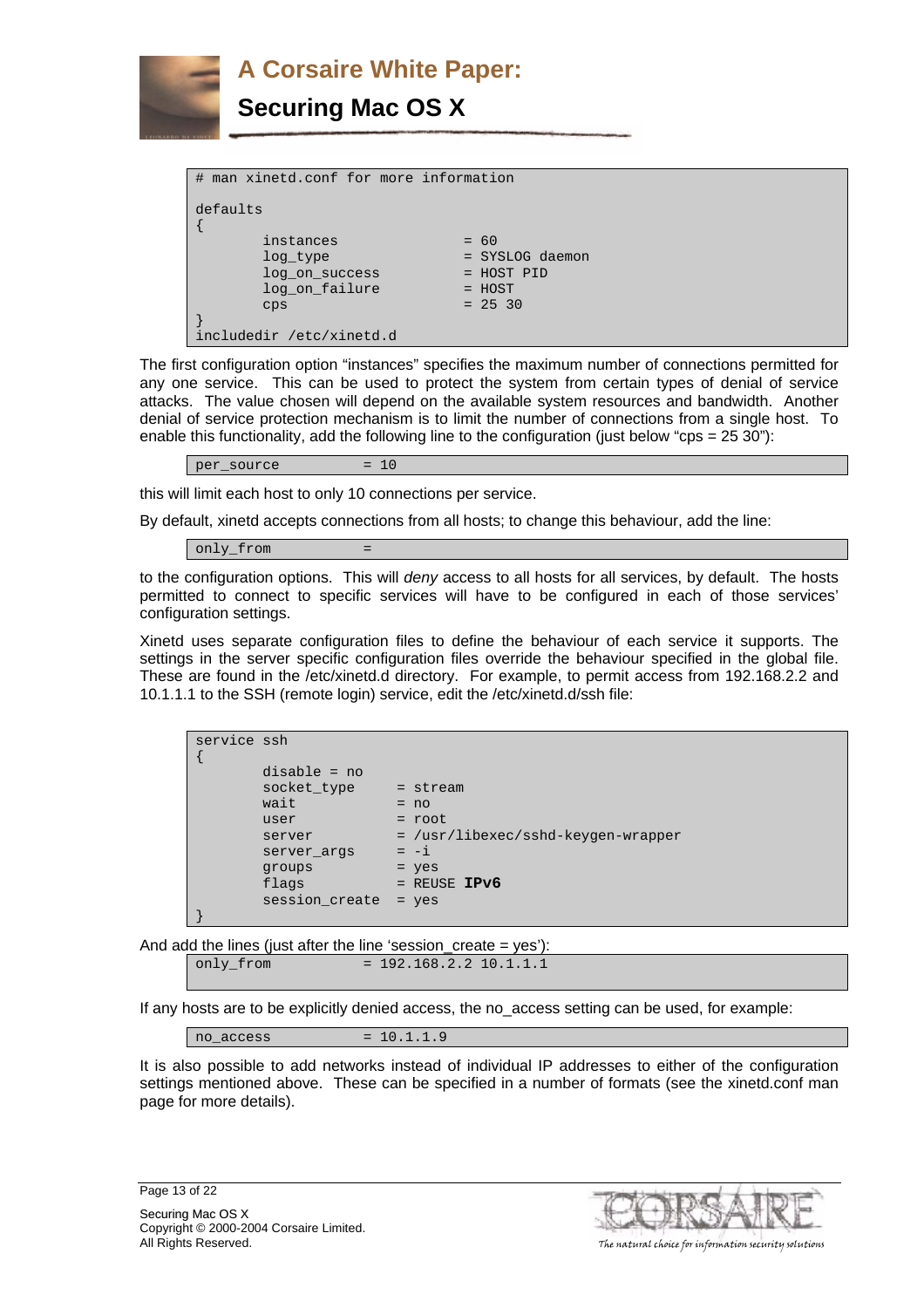```
# man xinetd.conf for more information

defaults
{
        instances               = 60
        log_type                = SYSLOG daemon
        log_on_success          = HOST PID
        log_on_failure          = HOST
        cps                     = 25 30
}
includedir /etc/xinetd.d
```

The first configuration option "instances" specifies the maximum number of connections permitted for any one service. This can be used to protect the system from certain types of denial of service attacks. The value chosen will depend on the available system resources and bandwidth. Another denial of service protection mechanism is to limit the number of connections from a single host. To enable this functionality, add the following line to the configuration (just below "cps = 25 30"):

```
per_source          = 10
```

this will limit each host to only 10 connections per service.

By default, xinetd accepts connections from all hosts; to change this behaviour, add the line:

```
only_from           =
```

to the configuration options. This will *deny* access to all hosts for all services, by default. The hosts permitted to connect to specific services will have to be configured in each of those services' configuration settings.

Xinetd uses separate configuration files to define the behaviour of each service it supports. The settings in the server specific configuration files override the behaviour specified in the global file. These are found in the /etc/xinetd.d directory. For example, to permit access from 192.168.2.2 and 10.1.1.1 to the SSH (remote login) service, edit the /etc/xinetd.d/ssh file:

```
service ssh
{
        disable = no
        socket_type     = stream
        wait            = no
        user            = root
        server          = /usr/libexec/sshd-keygen-wrapper
        server_args     = -i
        groups          = yes
        flags           = REUSE IPv6
        session_create  = yes
}
```

And add the lines (just after the line 'session_create = yes'):

```
only_from           = 192.168.2.2 10.1.1.1
```

If any hosts are to be explicitly denied access, the no_access setting can be used, for example:

```
no_access           = 10.1.1.9
```

It is also possible to add networks instead of individual IP addresses to either of the configuration settings mentioned above. These can be specified in a number of formats (see the xinetd.conf man page for more details).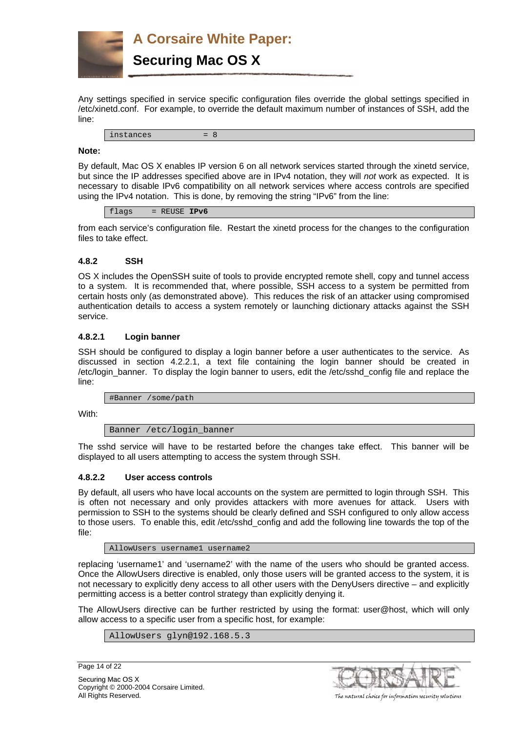Any settings specified in service specific configuration files override the global settings specified in /etc/xinetd.conf. For example, to override the default maximum number of instances of SSH, add the line:

```
instances           = 8
```

**Note:**

By default, Mac OS X enables IP version 6 on all network services started through the xinetd service, but since the IP addresses specified above are in IPv4 notation, they will *not* work as expected. It is necessary to disable IPv6 compatibility on all network services where access controls are specified using the IPv4 notation. This is done, by removing the string "IPv6" from the line:

```
flags     = REUSE IPv6
```

from each service's configuration file. Restart the xinetd process for the changes to the configuration files to take effect.

### 4.8.2 SSH

OS X includes the OpenSSH suite of tools to provide encrypted remote shell, copy and tunnel access to a system. It is recommended that, where possible, SSH access to a system be permitted from certain hosts only (as demonstrated above). This reduces the risk of an attacker using compromised authentication details to access a system remotely or launching dictionary attacks against the SSH service.

#### 4.8.2.1 Login banner

SSH should be configured to display a login banner before a user authenticates to the service. As discussed in section 4.2.2.1, a text file containing the login banner should be created in /etc/login_banner. To display the login banner to users, edit the /etc/sshd_config file and replace the line:

```
#Banner /some/path
```

With:

```
Banner /etc/login_banner
```

The sshd service will have to be restarted before the changes take effect. This banner will be displayed to all users attempting to access the system through SSH.

#### 4.8.2.2 User access controls

By default, all users who have local accounts on the system are permitted to login through SSH. This is often not necessary and only provides attackers with more avenues for attack. Users with permission to SSH to the systems should be clearly defined and SSH configured to only allow access to those users. To enable this, edit /etc/sshd_config and add the following line towards the top of the file:

```
AllowUsers username1 username2
```

replacing 'username1' and 'username2' with the name of the users who should be granted access. Once the AllowUsers directive is enabled, only those users will be granted access to the system, it is not necessary to explicitly deny access to all other users with the DenyUsers directive – and explicitly permitting access is a better control strategy than explicitly denying it.

The AllowUsers directive can be further restricted by using the format: user@host, which will only allow access to a specific user from a specific host, for example:

```
AllowUsers glyn@192.168.5.3
```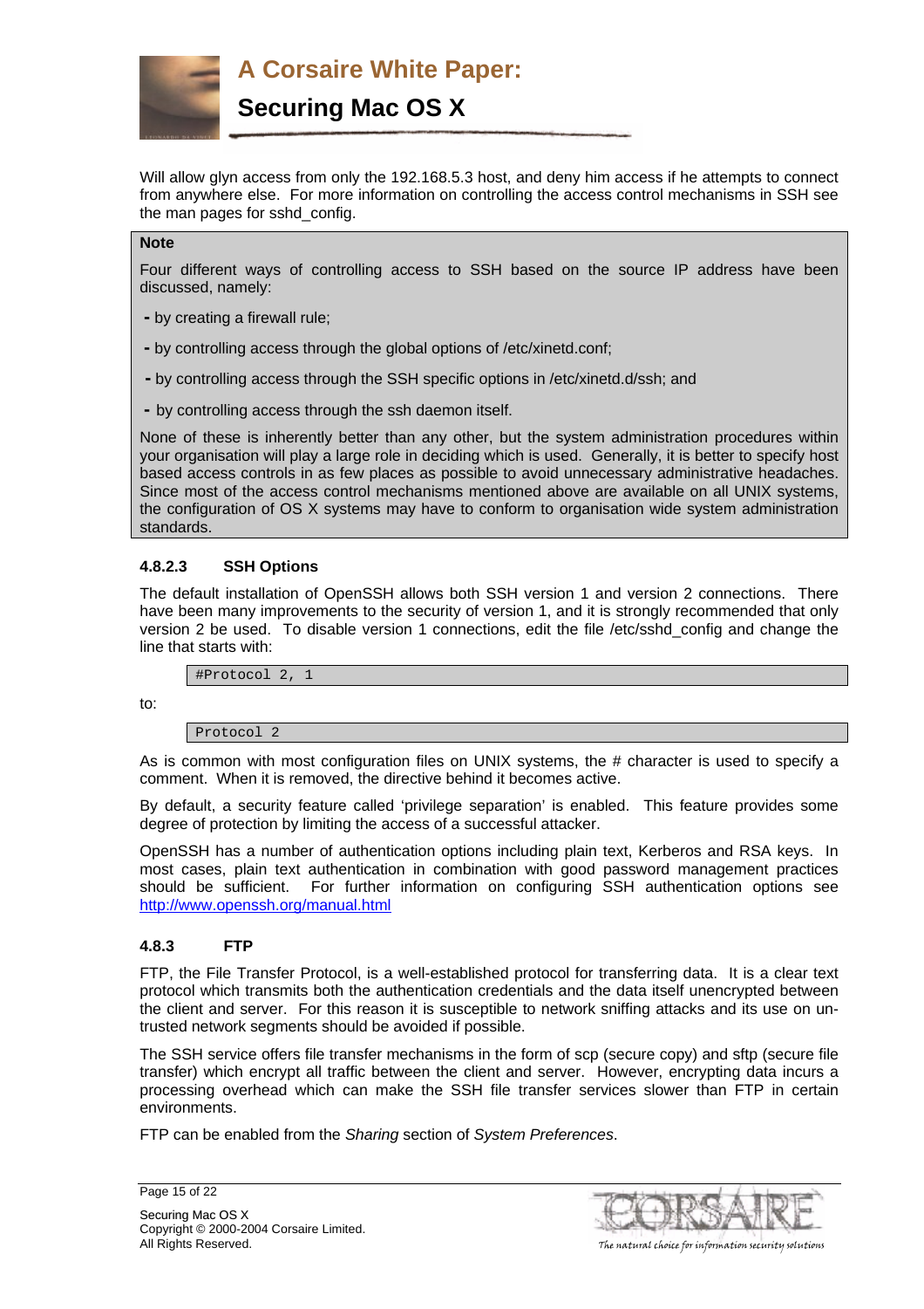Will allow glyn access from only the 192.168.5.3 host, and deny him access if he attempts to connect from anywhere else. For more information on controlling the access control mechanisms in SSH see the man pages for sshd_config.

**Note**

Four different ways of controlling access to SSH based on the source IP address have been discussed, namely:

- by creating a firewall rule;
- by controlling access through the global options of /etc/xinetd.conf;
- by controlling access through the SSH specific options in /etc/xinetd.d/ssh; and
- by controlling access through the ssh daemon itself.

None of these is inherently better than any other, but the system administration procedures within your organisation will play a large role in deciding which is used. Generally, it is better to specify host based access controls in as few places as possible to avoid unnecessary administrative headaches. Since most of the access control mechanisms mentioned above are available on all UNIX systems, the configuration of OS X systems may have to conform to organisation wide system administration standards.

#### 4.8.2.3 SSH Options

The default installation of OpenSSH allows both SSH version 1 and version 2 connections. There have been many improvements to the security of version 1, and it is strongly recommended that only version 2 be used. To disable version 1 connections, edit the file /etc/sshd_config and change the line that starts with:

```
#Protocol 2, 1
```

to:

```
Protocol 2
```

As is common with most configuration files on UNIX systems, the # character is used to specify a comment. When it is removed, the directive behind it becomes active.

By default, a security feature called 'privilege separation' is enabled. This feature provides some degree of protection by limiting the access of a successful attacker.

OpenSSH has a number of authentication options including plain text, Kerberos and RSA keys. In most cases, plain text authentication in combination with good password management practices should be sufficient. For further information on configuring SSH authentication options see http://www.openssh.org/manual.html

### 4.8.3 FTP

FTP, the File Transfer Protocol, is a well-established protocol for transferring data. It is a clear text protocol which transmits both the authentication credentials and the data itself unencrypted between the client and server. For this reason it is susceptible to network sniffing attacks and its use on un-trusted network segments should be avoided if possible.

The SSH service offers file transfer mechanisms in the form of scp (secure copy) and sftp (secure file transfer) which encrypt all traffic between the client and server. However, encrypting data incurs a processing overhead which can make the SSH file transfer services slower than FTP in certain environments.

FTP can be enabled from the *Sharing* section of *System Preferences*.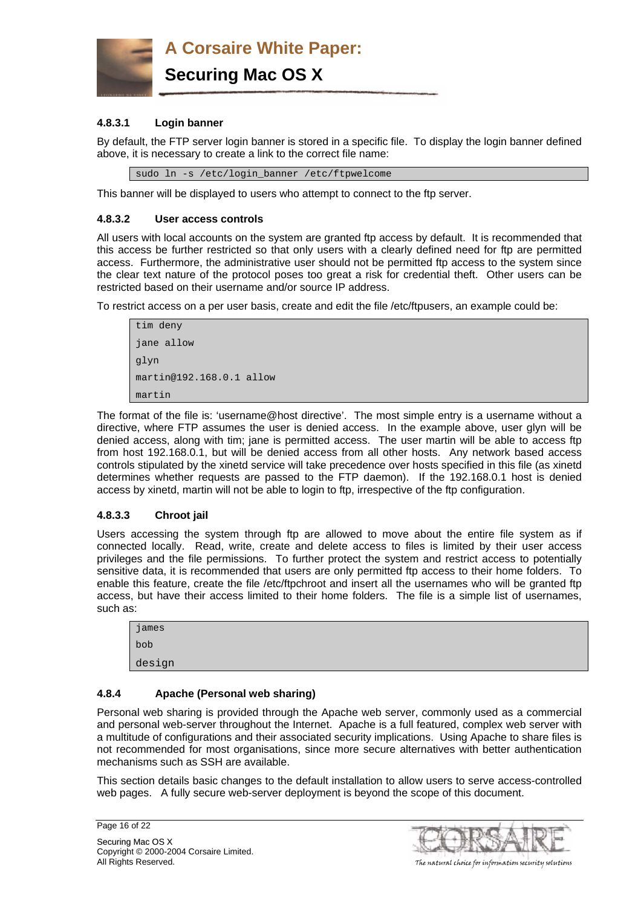#### 4.8.3.1 Login banner

By default, the FTP server login banner is stored in a specific file. To display the login banner defined above, it is necessary to create a link to the correct file name:

```
sudo ln -s /etc/login_banner /etc/ftpwelcome
```

This banner will be displayed to users who attempt to connect to the ftp server.

#### 4.8.3.2 User access controls

All users with local accounts on the system are granted ftp access by default. It is recommended that this access be further restricted so that only users with a clearly defined need for ftp are permitted access. Furthermore, the administrative user should not be permitted ftp access to the system since the clear text nature of the protocol poses too great a risk for credential theft. Other users can be restricted based on their username and/or source IP address.

To restrict access on a per user basis, create and edit the file /etc/ftpusers, an example could be:

```
tim deny
jane allow
glyn
martin@192.168.0.1 allow
martin
```

The format of the file is: 'username@host directive'. The most simple entry is a username without a directive, where FTP assumes the user is denied access. In the example above, user glyn will be denied access, along with tim; jane is permitted access. The user martin will be able to access ftp from host 192.168.0.1, but will be denied access from all other hosts. Any network based access controls stipulated by the xinetd service will take precedence over hosts specified in this file (as xinetd determines whether requests are passed to the FTP daemon). If the 192.168.0.1 host is denied access by xinetd, martin will not be able to login to ftp, irrespective of the ftp configuration.

#### 4.8.3.3 Chroot jail

Users accessing the system through ftp are allowed to move about the entire file system as if connected locally. Read, write, create and delete access to files is limited by their user access privileges and the file permissions. To further protect the system and restrict access to potentially sensitive data, it is recommended that users are only permitted ftp access to their home folders. To enable this feature, create the file /etc/ftpchroot and insert all the usernames who will be granted ftp access, but have their access limited to their home folders. The file is a simple list of usernames, such as:

```
james
bob
design
```

### 4.8.4 Apache (Personal web sharing)

Personal web sharing is provided through the Apache web server, commonly used as a commercial and personal web-server throughout the Internet. Apache is a full featured, complex web server with a multitude of configurations and their associated security implications. Using Apache to share files is not recommended for most organisations, since more secure alternatives with better authentication mechanisms such as SSH are available.

This section details basic changes to the default installation to allow users to serve access-controlled web pages. A fully secure web-server deployment is beyond the scope of this document.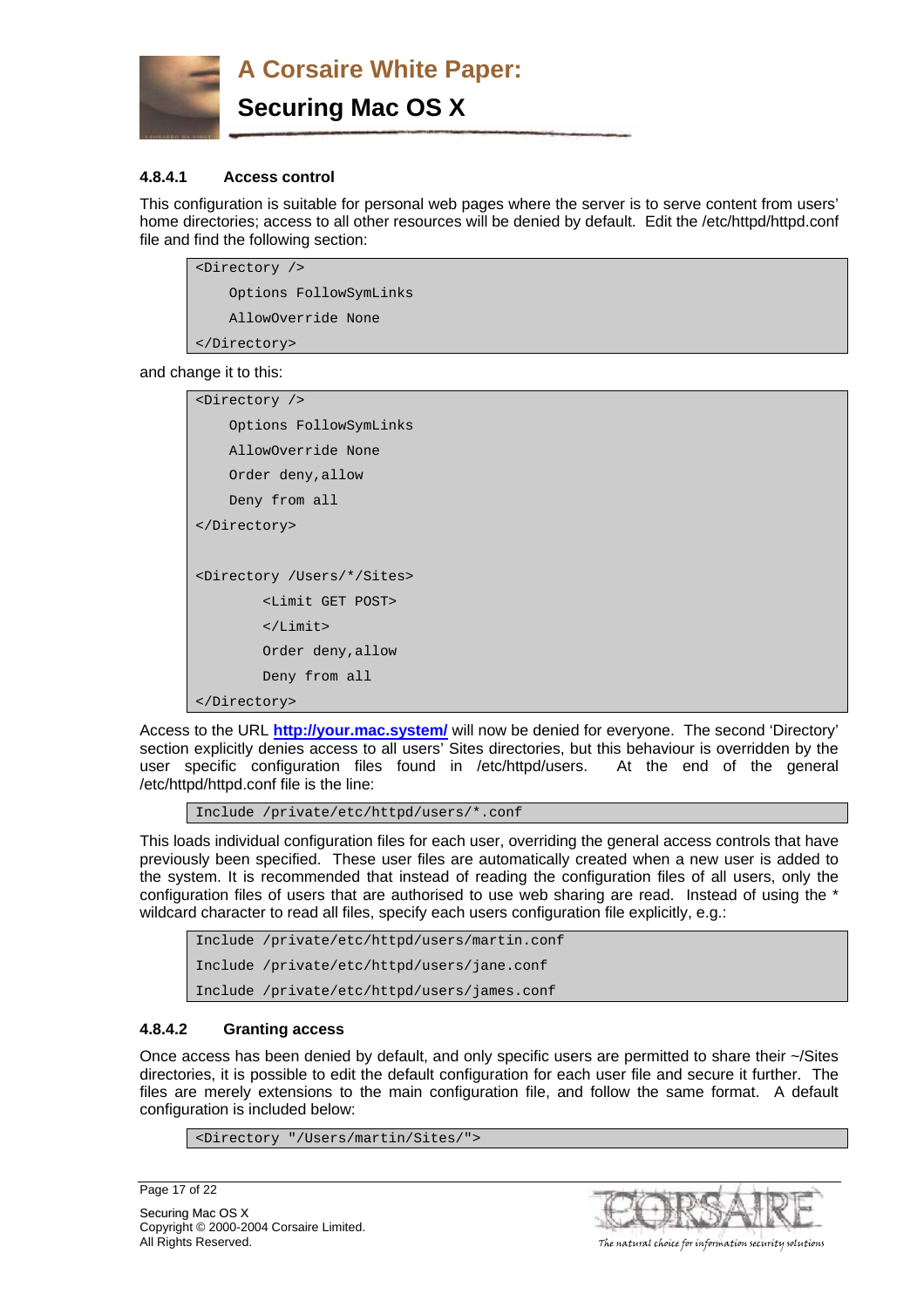#### 4.8.4.1 Access control

This configuration is suitable for personal web pages where the server is to serve content from users' home directories; access to all other resources will be denied by default. Edit the /etc/httpd/httpd.conf file and find the following section:

```
<Directory />
    Options FollowSymLinks
    AllowOverride None
</Directory>
```

and change it to this:

```
<Directory />
    Options FollowSymLinks
    AllowOverride None
    Order deny,allow
    Deny from all
</Directory>

<Directory /Users/*/Sites>
        <Limit GET POST>
        </Limit>
        Order deny,allow
        Deny from all
</Directory>
```

Access to the URL **http://your.mac.system/** will now be denied for everyone. The second 'Directory' section explicitly denies access to all users' Sites directories, but this behaviour is overridden by the user specific configuration files found in /etc/httpd/users. At the end of the general /etc/httpd/httpd.conf file is the line:

```
Include /private/etc/httpd/users/*.conf
```

This loads individual configuration files for each user, overriding the general access controls that have previously been specified. These user files are automatically created when a new user is added to the system. It is recommended that instead of reading the configuration files of all users, only the configuration files of users that are authorised to use web sharing are read. Instead of using the * wildcard character to read all files, specify each users configuration file explicitly, e.g.:

```
Include /private/etc/httpd/users/martin.conf
Include /private/etc/httpd/users/jane.conf
Include /private/etc/httpd/users/james.conf
```

#### 4.8.4.2 Granting access

Once access has been denied by default, and only specific users are permitted to share their ~/Sites directories, it is possible to edit the default configuration for each user file and secure it further. The files are merely extensions to the main configuration file, and follow the same format. A default configuration is included below:

```
<Directory "/Users/martin/Sites/">
```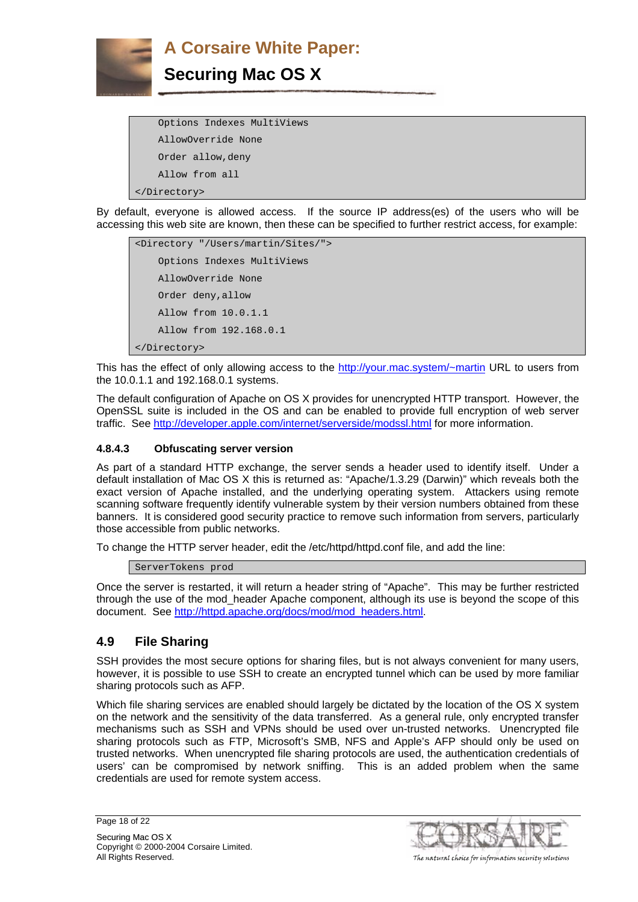```
    Options Indexes MultiViews
    AllowOverride None
    Order allow,deny
    Allow from all
</Directory>
```

By default, everyone is allowed access. If the source IP address(es) of the users who will be accessing this web site are known, then these can be specified to further restrict access, for example:

```
<Directory "/Users/martin/Sites/">
    Options Indexes MultiViews
    AllowOverride None
    Order deny,allow
    Allow from 10.0.1.1
    Allow from 192.168.0.1
</Directory>
```

This has the effect of only allowing access to the http://your.mac.system/~martin URL to users from the 10.0.1.1 and 192.168.0.1 systems.

The default configuration of Apache on OS X provides for unencrypted HTTP transport. However, the OpenSSL suite is included in the OS and can be enabled to provide full encryption of web server traffic. See http://developer.apple.com/internet/serverside/modssl.html for more information.

#### 4.8.4.3 Obfuscating server version

As part of a standard HTTP exchange, the server sends a header used to identify itself. Under a default installation of Mac OS X this is returned as: "Apache/1.3.29 (Darwin)" which reveals both the exact version of Apache installed, and the underlying operating system. Attackers using remote scanning software frequently identify vulnerable system by their version numbers obtained from these banners. It is considered good security practice to remove such information from servers, particularly those accessible from public networks.

To change the HTTP server header, edit the /etc/httpd/httpd.conf file, and add the line:

```
ServerTokens prod
```

Once the server is restarted, it will return a header string of "Apache". This may be further restricted through the use of the mod_header Apache component, although its use is beyond the scope of this document. See http://httpd.apache.org/docs/mod/mod_headers.html.

## 4.9 File Sharing

SSH provides the most secure options for sharing files, but is not always convenient for many users, however, it is possible to use SSH to create an encrypted tunnel which can be used by more familiar sharing protocols such as AFP.

Which file sharing services are enabled should largely be dictated by the location of the OS X system on the network and the sensitivity of the data transferred. As a general rule, only encrypted transfer mechanisms such as SSH and VPNs should be used over un-trusted networks. Unencrypted file sharing protocols such as FTP, Microsoft's SMB, NFS and Apple's AFP should only be used on trusted networks. When unencrypted file sharing protocols are used, the authentication credentials of users' can be compromised by network sniffing. This is an added problem when the same credentials are used for remote system access.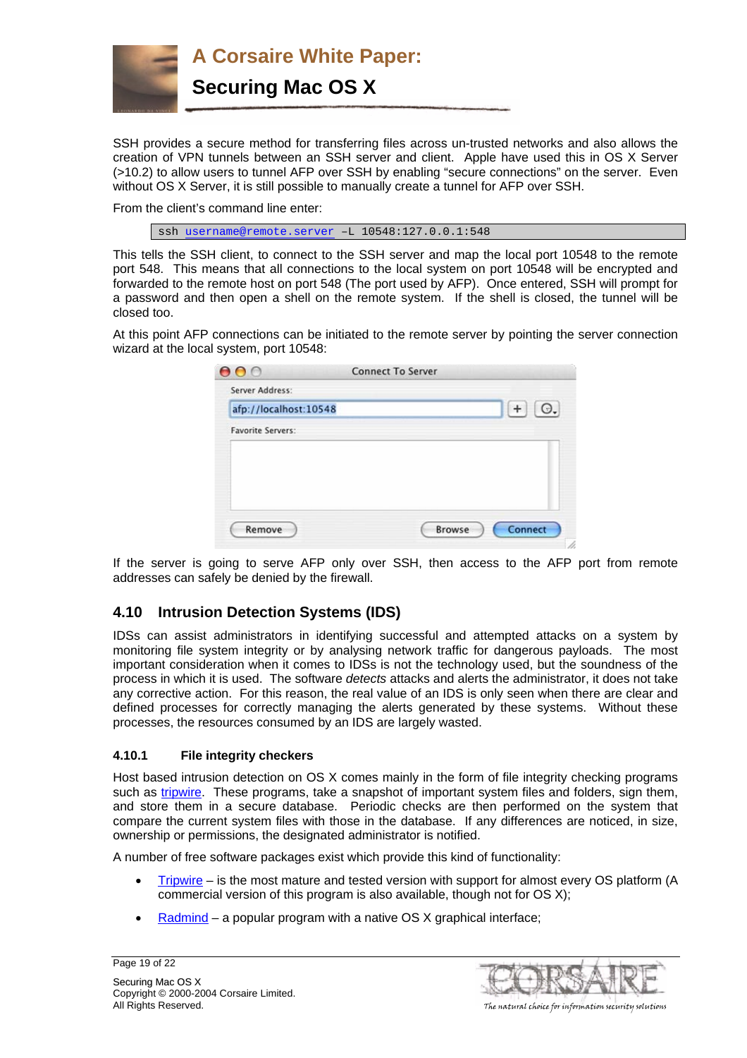SSH provides a secure method for transferring files across un-trusted networks and also allows the creation of VPN tunnels between an SSH server and client. Apple have used this in OS X Server (>10.2) to allow users to tunnel AFP over SSH by enabling "secure connections" on the server. Even without OS X Server, it is still possible to manually create a tunnel for AFP over SSH.

From the client's command line enter:

```
ssh username@remote.server –L 10548:127.0.0.1:548
```

This tells the SSH client, to connect to the SSH server and map the local port 10548 to the remote port 548. This means that all connections to the local system on port 10548 will be encrypted and forwarded to the remote host on port 548 (The port used by AFP). Once entered, SSH will prompt for a password and then open a shell on the remote system. If the shell is closed, the tunnel will be closed too.

At this point AFP connections can be initiated to the remote server by pointing the server connection wizard at the local system, port 10548:

Connect To Server

Server Address:

afp://localhost:10548

Favorite Servers:

Remove

Browse

Connect

If the server is going to serve AFP only over SSH, then access to the AFP port from remote addresses can safely be denied by the firewall.

## 4.10 Intrusion Detection Systems (IDS)

IDSs can assist administrators in identifying successful and attempted attacks on a system by monitoring file system integrity or by analysing network traffic for dangerous payloads. The most important consideration when it comes to IDSs is not the technology used, but the soundness of the process in which it is used. The software *detects* attacks and alerts the administrator, it does not take any corrective action. For this reason, the real value of an IDS is only seen when there are clear and defined processes for correctly managing the alerts generated by these systems. Without these processes, the resources consumed by an IDS are largely wasted.

### 4.10.1 File integrity checkers

Host based intrusion detection on OS X comes mainly in the form of file integrity checking programs such as tripwire. These programs, take a snapshot of important system files and folders, sign them, and store them in a secure database. Periodic checks are then performed on the system that compare the current system files with those in the database. If any differences are noticed, in size, ownership or permissions, the designated administrator is notified.

A number of free software packages exist which provide this kind of functionality:

- Tripwire – is the most mature and tested version with support for almost every OS platform (A commercial version of this program is also available, though not for OS X);
- Radmind – a popular program with a native OS X graphical interface;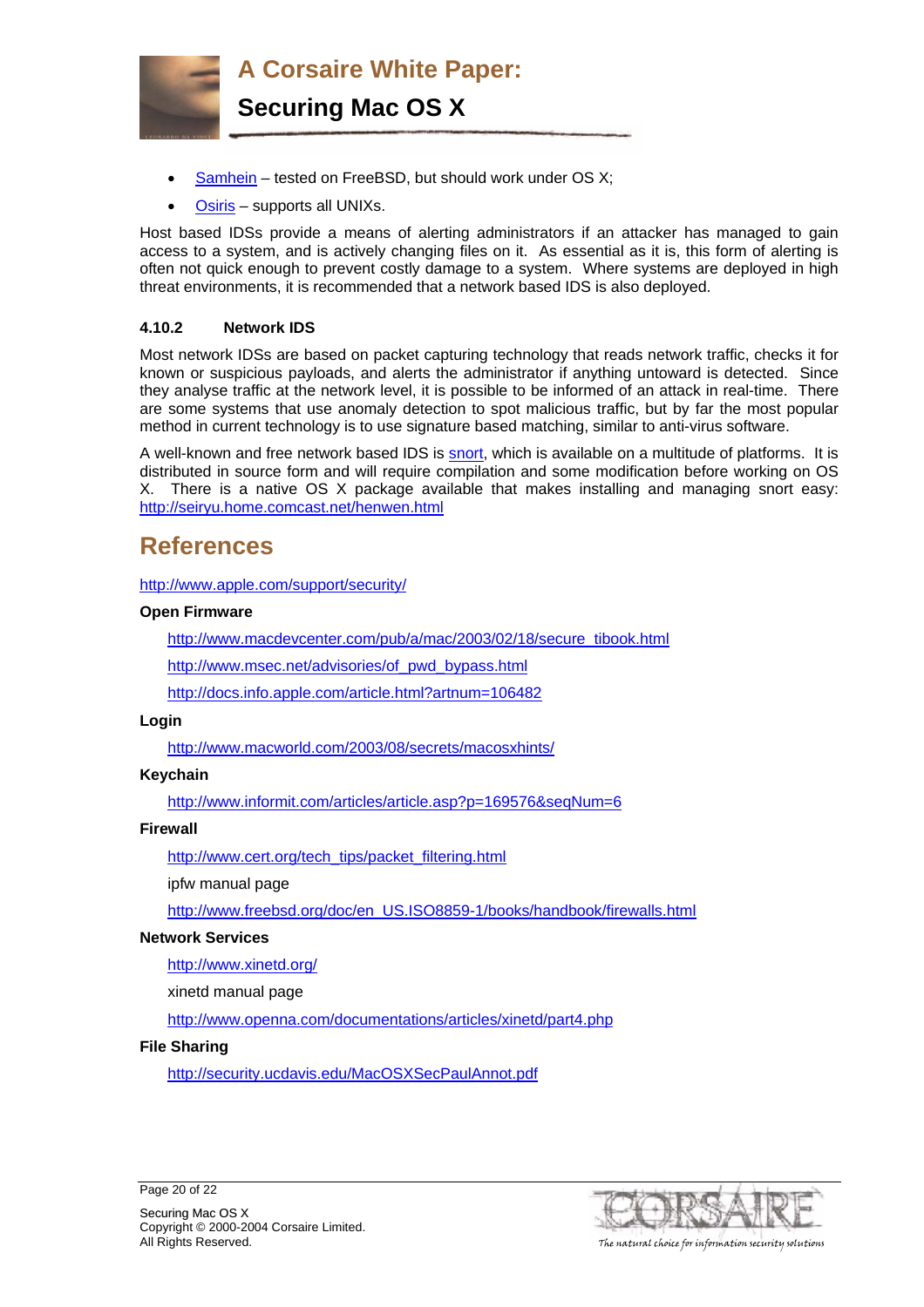- Samhein – tested on FreeBSD, but should work under OS X;
- Osiris – supports all UNIXs.

Host based IDSs provide a means of alerting administrators if an attacker has managed to gain access to a system, and is actively changing files on it. As essential as it is, this form of alerting is often not quick enough to prevent costly damage to a system. Where systems are deployed in high threat environments, it is recommended that a network based IDS is also deployed.

#### 4.10.2 Network IDS

Most network IDSs are based on packet capturing technology that reads network traffic, checks it for known or suspicious payloads, and alerts the administrator if anything untoward is detected. Since they analyse traffic at the network level, it is possible to be informed of an attack in real-time. There are some systems that use anomaly detection to spot malicious traffic, but by far the most popular method in current technology is to use signature based matching, similar to anti-virus software.

A well-known and free network based IDS is snort, which is available on a multitude of platforms. It is distributed in source form and will require compilation and some modification before working on OS X. There is a native OS X package available that makes installing and managing snort easy: http://seiryu.home.comcast.net/henwen.html

## References

http://www.apple.com/support/security/

**Open Firmware**

http://www.macdevcenter.com/pub/a/mac/2003/02/18/secure_tibook.html

http://www.msec.net/advisories/of_pwd_bypass.html

http://docs.info.apple.com/article.html?artnum=106482

**Login**

http://www.macworld.com/2003/08/secrets/macosxhints/

**Keychain**

http://www.informit.com/articles/article.asp?p=169576&seqNum=6

**Firewall**

http://www.cert.org/tech_tips/packet_filtering.html

ipfw manual page

http://www.freebsd.org/doc/en_US.ISO8859-1/books/handbook/firewalls.html

**Network Services**

http://www.xinetd.org/

xinetd manual page

http://www.openna.com/documentations/articles/xinetd/part4.php

**File Sharing**

http://security.ucdavis.edu/MacOSXSecPaulAnnot.pdf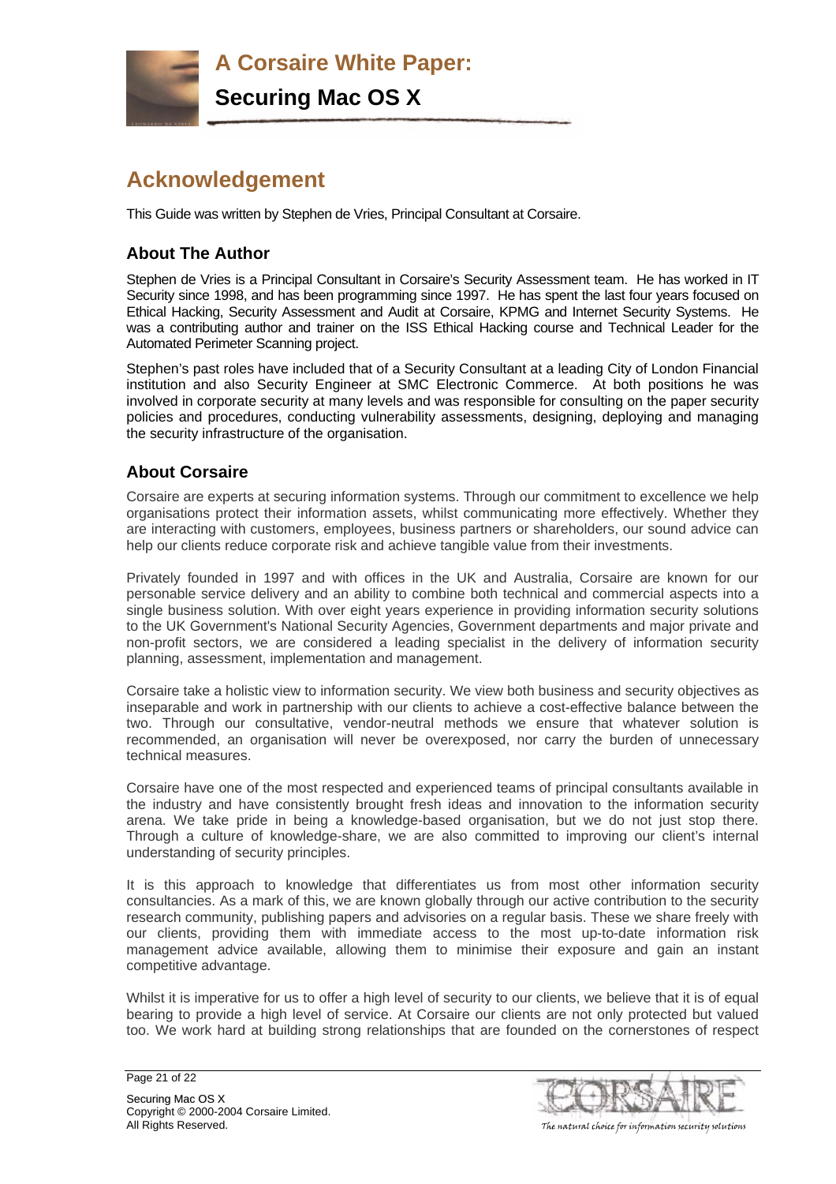## Acknowledgement

This Guide was written by Stephen de Vries, Principal Consultant at Corsaire.

### About The Author

Stephen de Vries is a Principal Consultant in Corsaire's Security Assessment team. He has worked in IT Security since 1998, and has been programming since 1997. He has spent the last four years focused on Ethical Hacking, Security Assessment and Audit at Corsaire, KPMG and Internet Security Systems. He was a contributing author and trainer on the ISS Ethical Hacking course and Technical Leader for the Automated Perimeter Scanning project.

Stephen's past roles have included that of a Security Consultant at a leading City of London Financial institution and also Security Engineer at SMC Electronic Commerce. At both positions he was involved in corporate security at many levels and was responsible for consulting on the paper security policies and procedures, conducting vulnerability assessments, designing, deploying and managing the security infrastructure of the organisation.

### About Corsaire

Corsaire are experts at securing information systems. Through our commitment to excellence we help organisations protect their information assets, whilst communicating more effectively. Whether they are interacting with customers, employees, business partners or shareholders, our sound advice can help our clients reduce corporate risk and achieve tangible value from their investments.

Privately founded in 1997 and with offices in the UK and Australia, Corsaire are known for our personable service delivery and an ability to combine both technical and commercial aspects into a single business solution. With over eight years experience in providing information security solutions to the UK Government's National Security Agencies, Government departments and major private and non-profit sectors, we are considered a leading specialist in the delivery of information security planning, assessment, implementation and management.

Corsaire take a holistic view to information security. We view both business and security objectives as inseparable and work in partnership with our clients to achieve a cost-effective balance between the two. Through our consultative, vendor-neutral methods we ensure that whatever solution is recommended, an organisation will never be overexposed, nor carry the burden of unnecessary technical measures.

Corsaire have one of the most respected and experienced teams of principal consultants available in the industry and have consistently brought fresh ideas and innovation to the information security arena. We take pride in being a knowledge-based organisation, but we do not just stop there. Through a culture of knowledge-share, we are also committed to improving our client's internal understanding of security principles.

It is this approach to knowledge that differentiates us from most other information security consultancies. As a mark of this, we are known globally through our active contribution to the security research community, publishing papers and advisories on a regular basis. These we share freely with our clients, providing them with immediate access to the most up-to-date information risk management advice available, allowing them to minimise their exposure and gain an instant competitive advantage.

Whilst it is imperative for us to offer a high level of security to our clients, we believe that it is of equal bearing to provide a high level of service. At Corsaire our clients are not only protected but valued too. We work hard at building strong relationships that are founded on the cornerstones of respect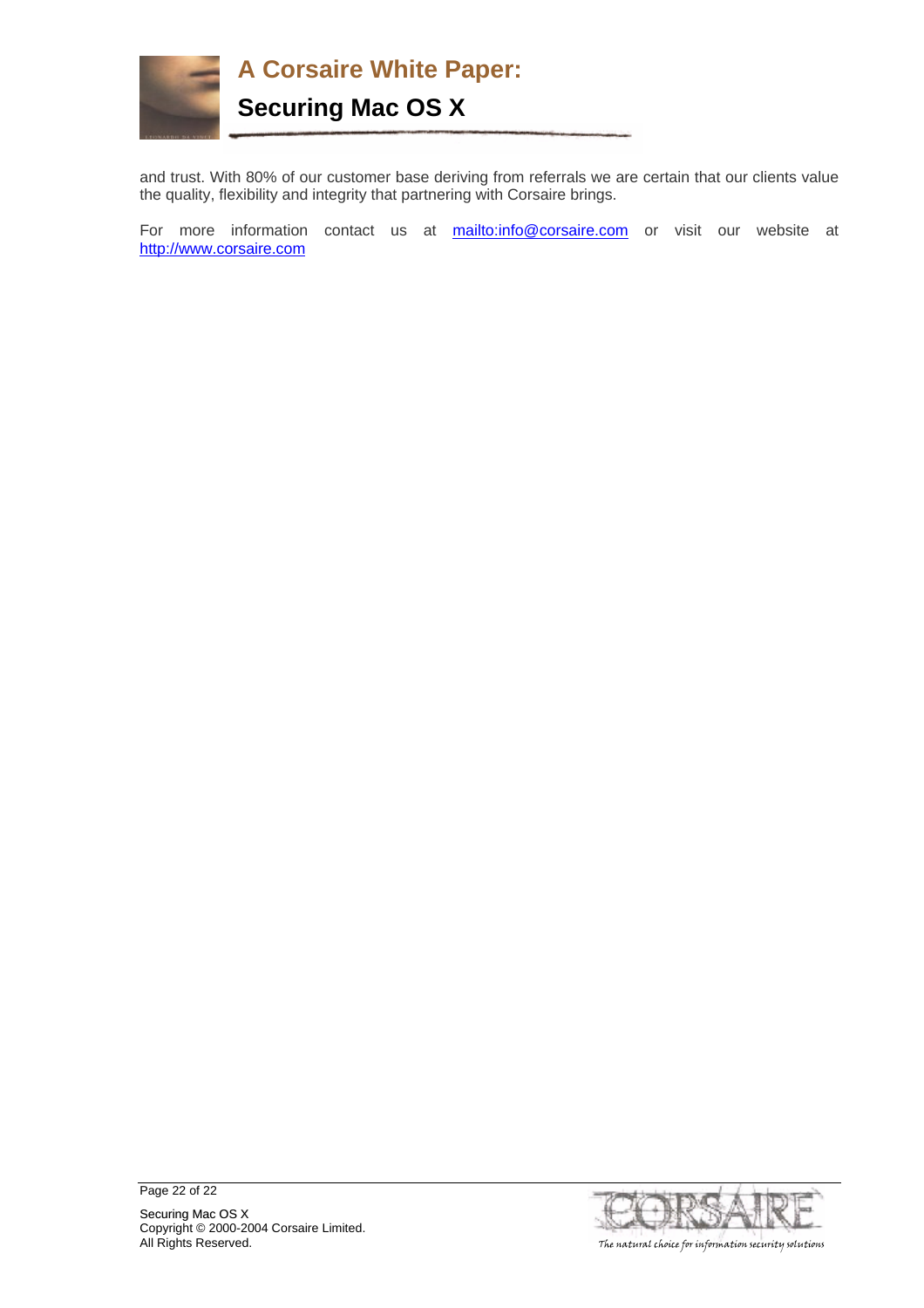and trust. With 80% of our customer base deriving from referrals we are certain that our clients value the quality, flexibility and integrity that partnering with Corsaire brings.

For more information contact us at mailto:info@corsaire.com or visit our website at http://www.corsaire.com